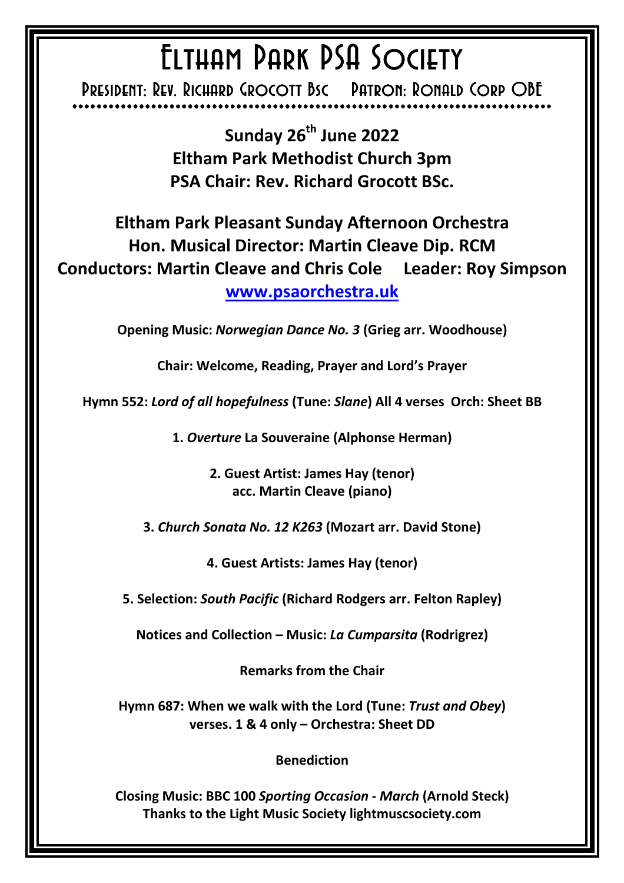# Eltham Park PSA Society

President: Rev. Richard Grocott Bsc    Patron: Ronald Corp OBE

**Sunday 26th June 2022**
**Eltham Park Methodist Church 3pm**
**PSA Chair: Rev. Richard Grocott BSc.**

**Eltham Park Pleasant Sunday Afternoon Orchestra**
**Hon. Musical Director: Martin Cleave Dip. RCM**
**Conductors: Martin Cleave and Chris Cole    Leader: Roy Simpson**
**[www.psaorchestra.uk](http://www.psaorchestra.uk)**

**Opening Music:** ***Norwegian Dance No. 3*** **(Grieg arr. Woodhouse)**

**Chair: Welcome, Reading, Prayer and Lord's Prayer**

**Hymn 552:** ***Lord of all hopefulness*** **(Tune:** ***Slane*****) All 4 verses  Orch: Sheet BB**

**1.** ***Overture*** **La Souveraine (Alphonse Herman)**

**2. Guest Artist: James Hay (tenor)**
**acc. Martin Cleave (piano)**

**3.** ***Church Sonata No. 12 K263*** **(Mozart arr. David Stone)**

**4. Guest Artists: James Hay (tenor)**

**5. Selection:** ***South Pacific*** **(Richard Rodgers arr. Felton Rapley)**

**Notices and Collection – Music:** ***La Cumparsita*** **(Rodrigrez)**

**Remarks from the Chair**

**Hymn 687: When we walk with the Lord (Tune:** ***Trust and Obey*****)**
**verses. 1 & 4 only – Orchestra: Sheet DD**

**Benediction**

**Closing Music: BBC 100** ***Sporting Occasion - March*** **(Arnold Steck)**
**Thanks to the Light Music Society lightmuscsociety.com**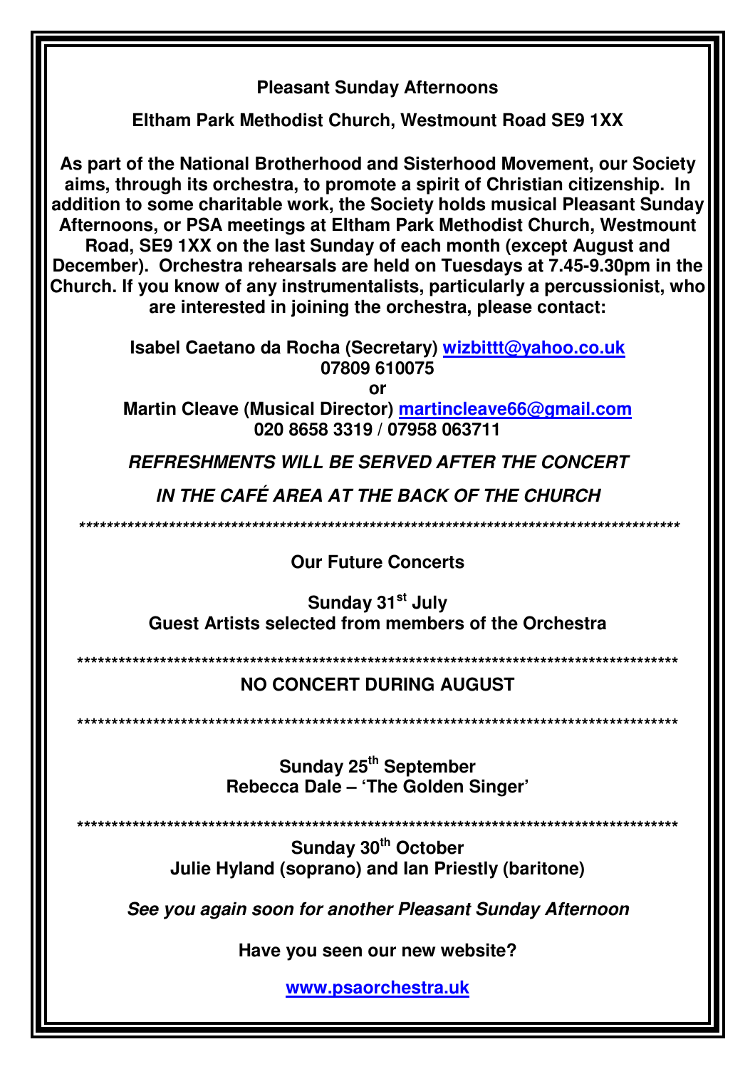**Pleasant Sunday Afternoons**

**Eltham Park Methodist Church, Westmount Road SE9 1XX**

**As part of the National Brotherhood and Sisterhood Movement, our Society aims, through its orchestra, to promote a spirit of Christian citizenship. In addition to some charitable work, the Society holds musical Pleasant Sunday Afternoons, or PSA meetings at Eltham Park Methodist Church, Westmount Road, SE9 1XX on the last Sunday of each month (except August and December). Orchestra rehearsals are held on Tuesdays at 7.45-9.30pm in the Church. If you know of any instrumentalists, particularly a percussionist, who are interested in joining the orchestra, please contact:**

**Isabel Caetano da Rocha (Secretary) wizbittt@yahoo.co.uk**
**07809 610075**

**or**

**Martin Cleave (Musical Director) martincleave66@gmail.com**
**020 8658 3319 / 07958 063711**

***REFRESHMENTS WILL BE SERVED AFTER THE CONCERT***

***IN THE CAFÉ AREA AT THE BACK OF THE CHURCH***

*******************************************************************************************

**Our Future Concerts**

**Sunday 31st July**
**Guest Artists selected from members of the Orchestra**

*******************************************************************************************

**NO CONCERT DURING AUGUST**

*******************************************************************************************

**Sunday 25th September**
**Rebecca Dale – 'The Golden Singer'**

*******************************************************************************************

**Sunday 30th October**
**Julie Hyland (soprano) and Ian Priestly (baritone)**

***See you again soon for another Pleasant Sunday Afternoon***

**Have you seen our new website?**

**www.psaorchestra.uk**